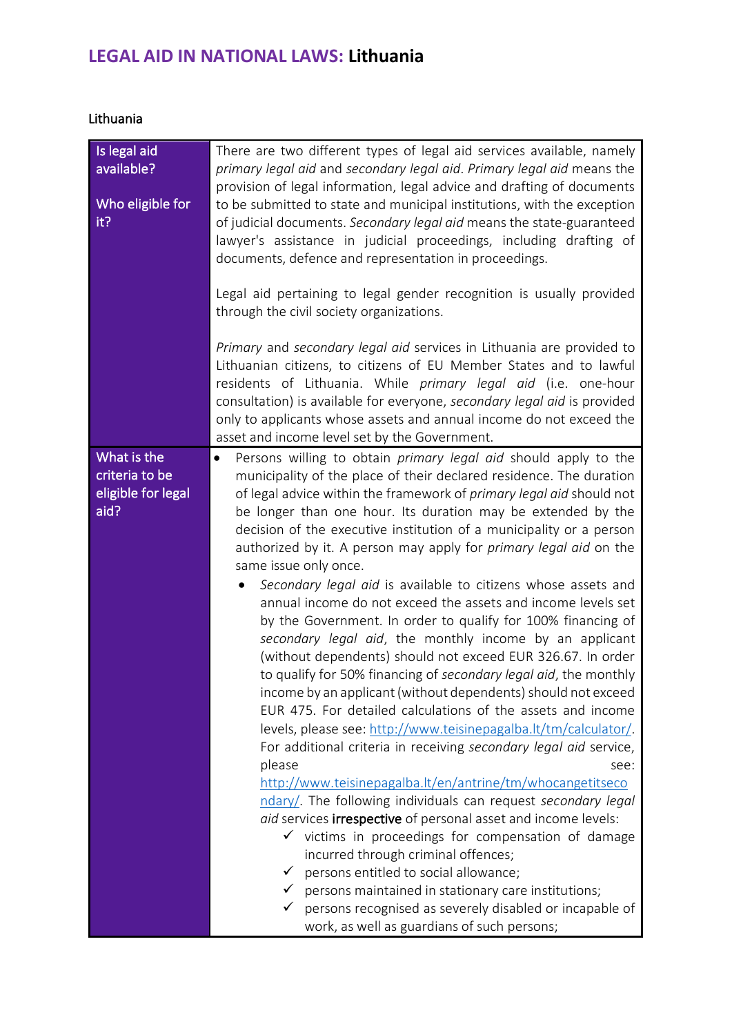# LEGAL AID IN NATIONAL LAWS: **Lithuania**

Lithuania

| | |
|---|---|
| Is legal aid available?<br><br>Who eligible for it? | There are two different types of legal aid services available, namely *primary legal aid* and *secondary legal aid*. *Primary legal aid* means the provision of legal information, legal advice and drafting of documents to be submitted to state and municipal institutions, with the exception of judicial documents. *Secondary legal aid* means the state-guaranteed lawyer's assistance in judicial proceedings, including drafting of documents, defence and representation in proceedings.<br><br>Legal aid pertaining to legal gender recognition is usually provided through the civil society organizations.<br><br>*Primary* and *secondary legal aid* services in Lithuania are provided to Lithuanian citizens, to citizens of EU Member States and to lawful residents of Lithuania. While *primary legal aid* (i.e. one-hour consultation) is available for everyone, *secondary legal aid* is provided only to applicants whose assets and annual income do not exceed the asset and income level set by the Government. |
| What is the criteria to be eligible for legal aid? | • Persons willing to obtain *primary legal aid* should apply to the municipality of the place of their declared residence. The duration of legal advice within the framework of *primary legal aid* should not be longer than one hour. Its duration may be extended by the decision of the executive institution of a municipality or a person authorized by it. A person may apply for *primary legal aid* on the same issue only once.<br>• *Secondary legal aid* is available to citizens whose assets and annual income do not exceed the assets and income levels set by the Government. In order to qualify for 100% financing of *secondary legal aid*, the monthly income by an applicant (without dependents) should not exceed EUR 326.67. In order to qualify for 50% financing of *secondary legal aid*, the monthly income by an applicant (without dependents) should not exceed EUR 475. For detailed calculations of the assets and income levels, please see: [http://www.teisinepagalba.lt/tm/calculator/](http://www.teisinepagalba.lt/tm/calculator/). For additional criteria in receiving *secondary legal aid* service, please see: [http://www.teisinepagalba.lt/en/antrine/tm/whocangetitsecondary/](http://www.teisinepagalba.lt/en/antrine/tm/whocangetitsecondary/). The following individuals can request *secondary legal aid* services **irrespective** of personal asset and income levels:<br>✓ victims in proceedings for compensation of damage incurred through criminal offences;<br>✓ persons entitled to social allowance;<br>✓ persons maintained in stationary care institutions;<br>✓ persons recognised as severely disabled or incapable of work, as well as guardians of such persons; |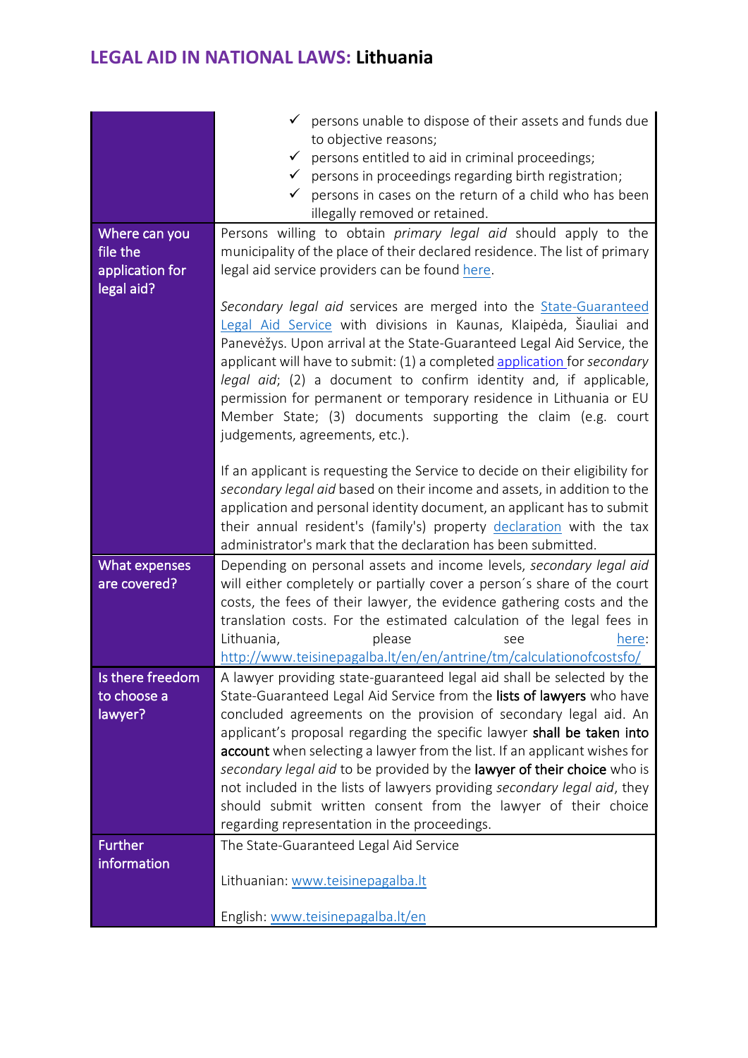# LEGAL AID IN NATIONAL LAWS: **Lithuania**

| | |
|---|---|
| | ✓ persons unable to dispose of their assets and funds due to objective reasons;<br>✓ persons entitled to aid in criminal proceedings;<br>✓ persons in proceedings regarding birth registration;<br>✓ persons in cases on the return of a child who has been illegally removed or retained. |
| Where can you file the application for legal aid? | Persons willing to obtain *primary legal aid* should apply to the municipality of the place of their declared residence. The list of primary legal aid service providers can be found here.<br><br>*Secondary legal aid* services are merged into the State-Guaranteed Legal Aid Service with divisions in Kaunas, Klaipėda, Šiauliai and Panevėžys. Upon arrival at the State-Guaranteed Legal Aid Service, the applicant will have to submit: (1) a completed application for *secondary legal aid*; (2) a document to confirm identity and, if applicable, permission for permanent or temporary residence in Lithuania or EU Member State; (3) documents supporting the claim (e.g. court judgements, agreements, etc.).<br><br>If an applicant is requesting the Service to decide on their eligibility for *secondary legal aid* based on their income and assets, in addition to the application and personal identity document, an applicant has to submit their annual resident's (family's) property declaration with the tax administrator's mark that the declaration has been submitted. |
| What expenses are covered? | Depending on personal assets and income levels, *secondary legal aid* will either completely or partially cover a person´s share of the court costs, the fees of their lawyer, the evidence gathering costs and the translation costs. For the estimated calculation of the legal fees in Lithuania, please see here: http://www.teisinepagalba.lt/en/en/antrine/tm/calculationofcostsfo/ |
| Is there freedom to choose a lawyer? | A lawyer providing state-guaranteed legal aid shall be selected by the State-Guaranteed Legal Aid Service from the **lists of lawyers** who have concluded agreements on the provision of secondary legal aid. An applicant's proposal regarding the specific lawyer **shall be taken into account** when selecting a lawyer from the list. If an applicant wishes for *secondary legal aid* to be provided by the **lawyer of their choice** who is not included in the lists of lawyers providing *secondary legal aid*, they should submit written consent from the lawyer of their choice regarding representation in the proceedings. |
| Further information | The State-Guaranteed Legal Aid Service<br><br>Lithuanian: www.teisinepagalba.lt<br><br>English: www.teisinepagalba.lt/en |